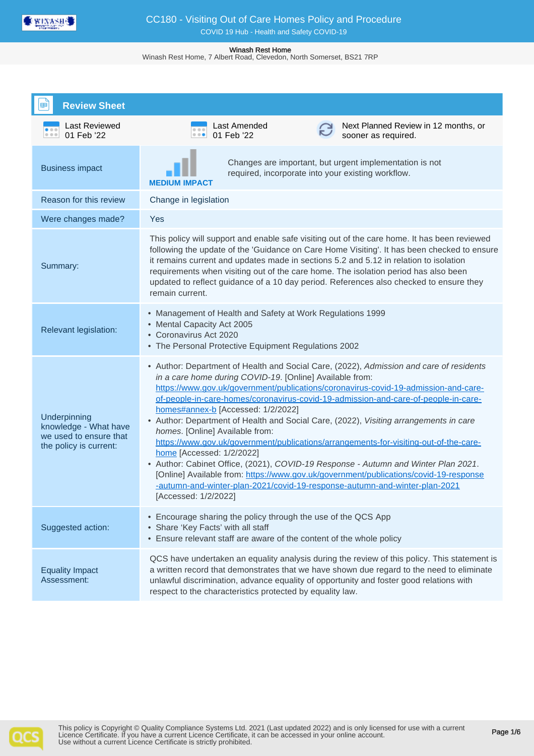# CC180 - Visiting Out of Care Homes Policy and Procedure

COVID 19 Hub - Health and Safety COVID-19

**Winash Rest Home**
Winash Rest Home, 7 Albert Road, Clevedon, North Somerset, BS21 7RP

## Review Sheet

| Last Reviewed | Last Amended | |
|---|---|---|
| 01 Feb '22 | 01 Feb '22 | Next Planned Review in 12 months, or sooner as required. |

| | |
|---|---|
| Business impact | **MEDIUM IMPACT** Changes are important, but urgent implementation is not required, incorporate into your existing workflow. |
| Reason for this review | Change in legislation |
| Were changes made? | Yes |
| Summary: | This policy will support and enable safe visiting out of the care home. It has been reviewed following the update of the 'Guidance on Care Home Visiting'. It has been checked to ensure it remains current and updates made in sections 5.2 and 5.12 in relation to isolation requirements when visiting out of the care home. The isolation period has also been updated to reflect guidance of a 10 day period. References also checked to ensure they remain current. |
| Relevant legislation: | • Management of Health and Safety at Work Regulations 1999<br>• Mental Capacity Act 2005<br>• Coronavirus Act 2020<br>• The Personal Protective Equipment Regulations 2002 |
| Underpinning knowledge - What have we used to ensure that the policy is current: | • Author: Department of Health and Social Care, (2022), *Admission and care of residents in a care home during COVID-19*. [Online] Available from: https://www.gov.uk/government/publications/coronavirus-covid-19-admission-and-care-of-people-in-care-homes/coronavirus-covid-19-admission-and-care-of-people-in-care-homes#annex-b [Accessed: 1/2/2022]<br>• Author: Department of Health and Social Care, (2022), *Visiting arrangements in care homes*. [Online] Available from: https://www.gov.uk/government/publications/arrangements-for-visiting-out-of-the-care-home [Accessed: 1/2/2022]<br>• Author: Cabinet Office, (2021), *COVID-19 Response - Autumn and Winter Plan 2021*. [Online] Available from: https://www.gov.uk/government/publications/covid-19-response-autumn-and-winter-plan-2021/covid-19-response-autumn-and-winter-plan-2021 [Accessed: 1/2/2022] |
| Suggested action: | • Encourage sharing the policy through the use of the QCS App<br>• Share 'Key Facts' with all staff<br>• Ensure relevant staff are aware of the content of the whole policy |
| Equality Impact Assessment: | QCS have undertaken an equality analysis during the review of this policy. This statement is a written record that demonstrates that we have shown due regard to the need to eliminate unlawful discrimination, advance equality of opportunity and foster good relations with respect to the characteristics protected by equality law. |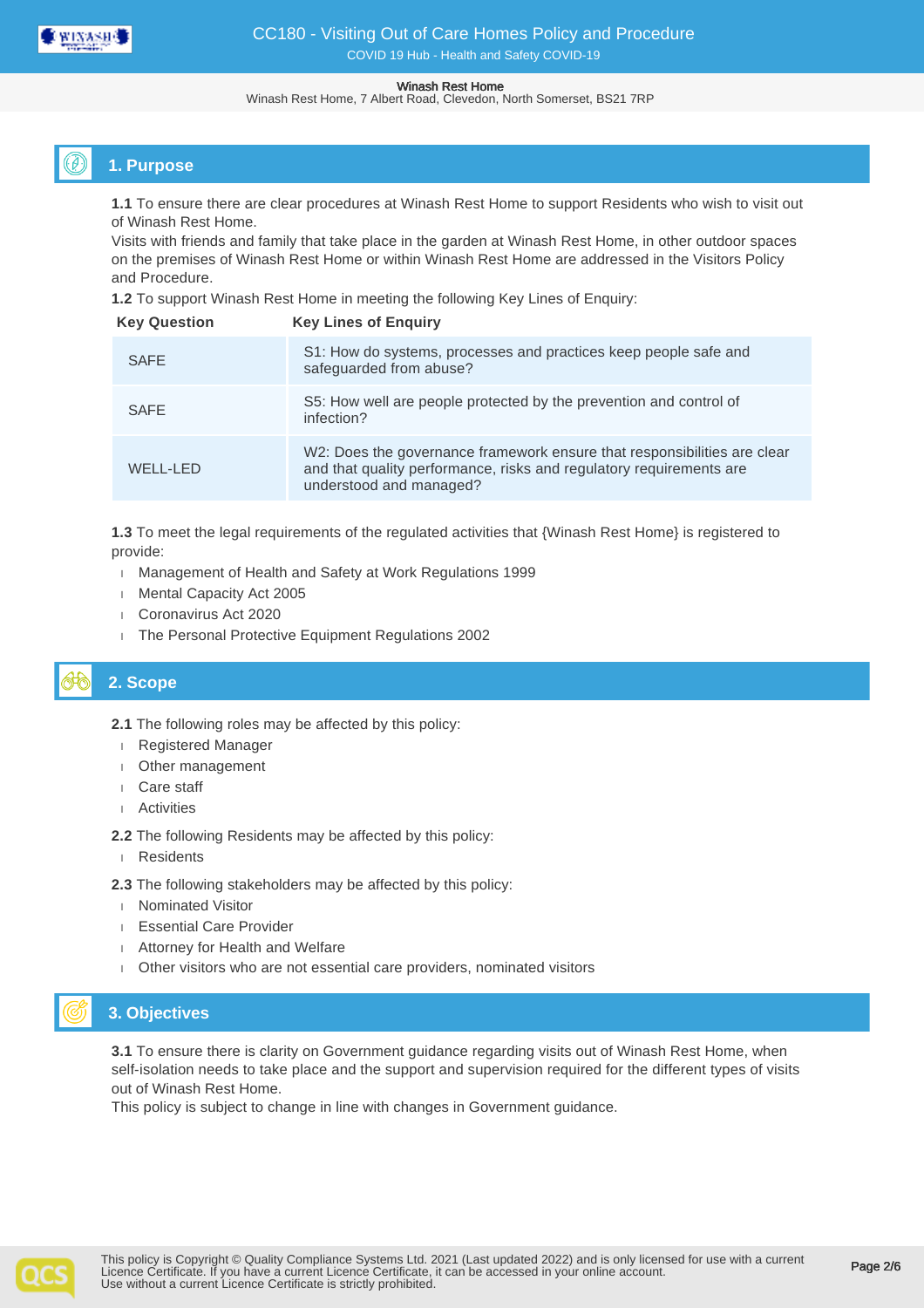## 1. Purpose

**1.1** To ensure there are clear procedures at Winash Rest Home to support Residents who wish to visit out of Winash Rest Home.
Visits with friends and family that take place in the garden at Winash Rest Home, in other outdoor spaces on the premises of Winash Rest Home or within Winash Rest Home are addressed in the Visitors Policy and Procedure.

**1.2** To support Winash Rest Home in meeting the following Key Lines of Enquiry:

| Key Question | Key Lines of Enquiry |
|---|---|
| SAFE | S1: How do systems, processes and practices keep people safe and safeguarded from abuse? |
| SAFE | S5: How well are people protected by the prevention and control of infection? |
| WELL-LED | W2: Does the governance framework ensure that responsibilities are clear and that quality performance, risks and regulatory requirements are understood and managed? |

**1.3** To meet the legal requirements of the regulated activities that {Winash Rest Home} is registered to provide:

- Management of Health and Safety at Work Regulations 1999
- Mental Capacity Act 2005
- Coronavirus Act 2020
- The Personal Protective Equipment Regulations 2002

## 2. Scope

**2.1** The following roles may be affected by this policy:

- Registered Manager
- Other management
- Care staff
- Activities

**2.2** The following Residents may be affected by this policy:

- Residents

**2.3** The following stakeholders may be affected by this policy:

- Nominated Visitor
- Essential Care Provider
- Attorney for Health and Welfare
- Other visitors who are not essential care providers, nominated visitors

## 3. Objectives

**3.1** To ensure there is clarity on Government guidance regarding visits out of Winash Rest Home, when self-isolation needs to take place and the support and supervision required for the different types of visits out of Winash Rest Home.
This policy is subject to change in line with changes in Government guidance.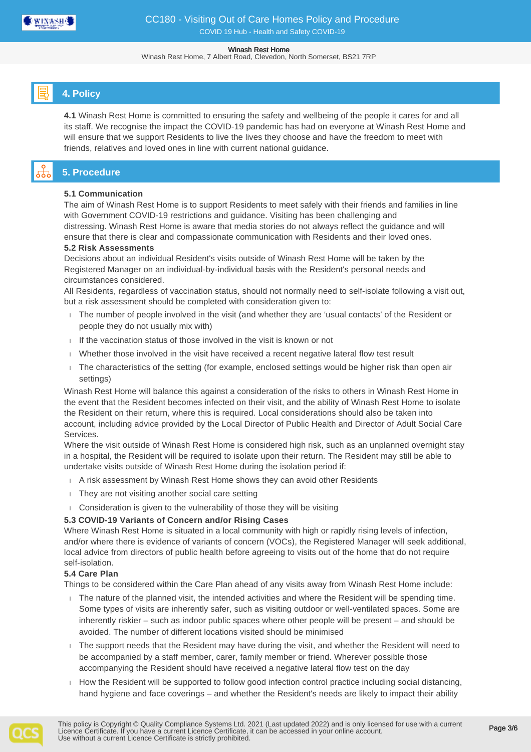## 4. Policy

**4.1** Winash Rest Home is committed to ensuring the safety and wellbeing of the people it cares for and all its staff. We recognise the impact the COVID-19 pandemic has had on everyone at Winash Rest Home and will ensure that we support Residents to live the lives they choose and have the freedom to meet with friends, relatives and loved ones in line with current national guidance.

## 5. Procedure

**5.1 Communication**
The aim of Winash Rest Home is to support Residents to meet safely with their friends and families in line with Government COVID-19 restrictions and guidance. Visiting has been challenging and distressing. Winash Rest Home is aware that media stories do not always reflect the guidance and will ensure that there is clear and compassionate communication with Residents and their loved ones.

**5.2 Risk Assessments**
Decisions about an individual Resident's visits outside of Winash Rest Home will be taken by the Registered Manager on an individual-by-individual basis with the Resident's personal needs and circumstances considered.
All Residents, regardless of vaccination status, should not normally need to self-isolate following a visit out, but a risk assessment should be completed with consideration given to:

- The number of people involved in the visit (and whether they are 'usual contacts' of the Resident or people they do not usually mix with)
- If the vaccination status of those involved in the visit is known or not
- Whether those involved in the visit have received a recent negative lateral flow test result
- The characteristics of the setting (for example, enclosed settings would be higher risk than open air settings)

Winash Rest Home will balance this against a consideration of the risks to others in Winash Rest Home in the event that the Resident becomes infected on their visit, and the ability of Winash Rest Home to isolate the Resident on their return, where this is required. Local considerations should also be taken into account, including advice provided by the Local Director of Public Health and Director of Adult Social Care Services.
Where the visit outside of Winash Rest Home is considered high risk, such as an unplanned overnight stay in a hospital, the Resident will be required to isolate upon their return. The Resident may still be able to undertake visits outside of Winash Rest Home during the isolation period if:

- A risk assessment by Winash Rest Home shows they can avoid other Residents
- They are not visiting another social care setting
- Consideration is given to the vulnerability of those they will be visiting

**5.3 COVID-19 Variants of Concern and/or Rising Cases**
Where Winash Rest Home is situated in a local community with high or rapidly rising levels of infection, and/or where there is evidence of variants of concern (VOCs), the Registered Manager will seek additional, local advice from directors of public health before agreeing to visits out of the home that do not require self-isolation.

**5.4 Care Plan**
Things to be considered within the Care Plan ahead of any visits away from Winash Rest Home include:

- The nature of the planned visit, the intended activities and where the Resident will be spending time. Some types of visits are inherently safer, such as visiting outdoor or well-ventilated spaces. Some are inherently riskier – such as indoor public spaces where other people will be present – and should be avoided. The number of different locations visited should be minimised
- The support needs that the Resident may have during the visit, and whether the Resident will need to be accompanied by a staff member, carer, family member or friend. Wherever possible those accompanying the Resident should have received a negative lateral flow test on the day
- How the Resident will be supported to follow good infection control practice including social distancing, hand hygiene and face coverings – and whether the Resident's needs are likely to impact their ability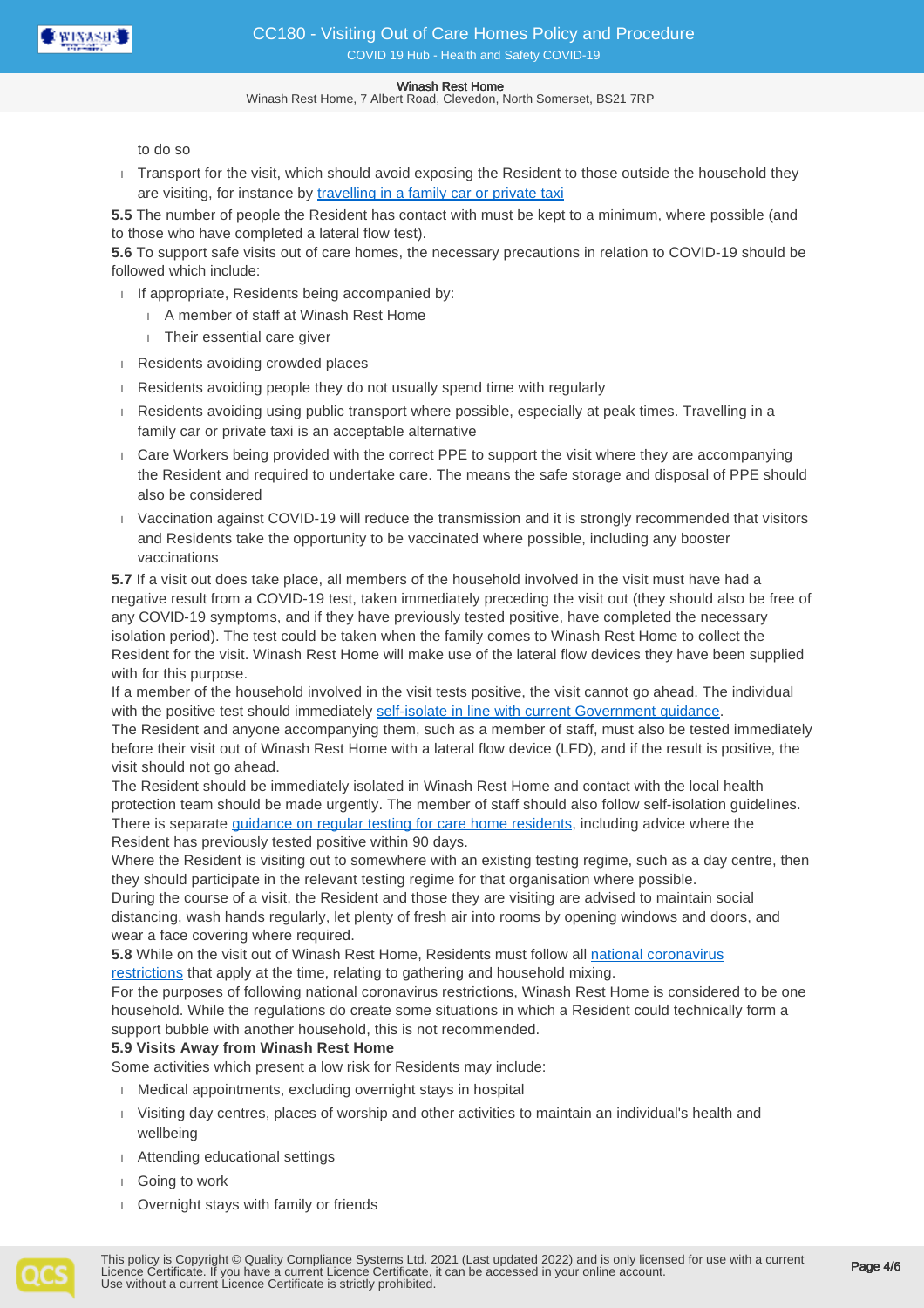to do so

- Transport for the visit, which should avoid exposing the Resident to those outside the household they are visiting, for instance by travelling in a family car or private taxi

**5.5** The number of people the Resident has contact with must be kept to a minimum, where possible (and to those who have completed a lateral flow test).

**5.6** To support safe visits out of care homes, the necessary precautions in relation to COVID-19 should be followed which include:

- If appropriate, Residents being accompanied by:
  - A member of staff at Winash Rest Home
  - Their essential care giver
- Residents avoiding crowded places
- Residents avoiding people they do not usually spend time with regularly
- Residents avoiding using public transport where possible, especially at peak times. Travelling in a family car or private taxi is an acceptable alternative
- Care Workers being provided with the correct PPE to support the visit where they are accompanying the Resident and required to undertake care. The means the safe storage and disposal of PPE should also be considered
- Vaccination against COVID-19 will reduce the transmission and it is strongly recommended that visitors and Residents take the opportunity to be vaccinated where possible, including any booster vaccinations

**5.7** If a visit out does take place, all members of the household involved in the visit must have had a negative result from a COVID-19 test, taken immediately preceding the visit out (they should also be free of any COVID-19 symptoms, and if they have previously tested positive, have completed the necessary isolation period). The test could be taken when the family comes to Winash Rest Home to collect the Resident for the visit. Winash Rest Home will make use of the lateral flow devices they have been supplied with for this purpose.

If a member of the household involved in the visit tests positive, the visit cannot go ahead. The individual with the positive test should immediately self-isolate in line with current Government guidance.

The Resident and anyone accompanying them, such as a member of staff, must also be tested immediately before their visit out of Winash Rest Home with a lateral flow device (LFD), and if the result is positive, the visit should not go ahead.

The Resident should be immediately isolated in Winash Rest Home and contact with the local health protection team should be made urgently. The member of staff should also follow self-isolation guidelines. There is separate guidance on regular testing for care home residents, including advice where the Resident has previously tested positive within 90 days.

Where the Resident is visiting out to somewhere with an existing testing regime, such as a day centre, then they should participate in the relevant testing regime for that organisation where possible.

During the course of a visit, the Resident and those they are visiting are advised to maintain social distancing, wash hands regularly, let plenty of fresh air into rooms by opening windows and doors, and wear a face covering where required.

**5.8** While on the visit out of Winash Rest Home, Residents must follow all national coronavirus restrictions that apply at the time, relating to gathering and household mixing.

For the purposes of following national coronavirus restrictions, Winash Rest Home is considered to be one household. While the regulations do create some situations in which a Resident could technically form a support bubble with another household, this is not recommended.

**5.9 Visits Away from Winash Rest Home**

Some activities which present a low risk for Residents may include:

- Medical appointments, excluding overnight stays in hospital
- Visiting day centres, places of worship and other activities to maintain an individual's health and wellbeing
- Attending educational settings
- Going to work
- Overnight stays with family or friends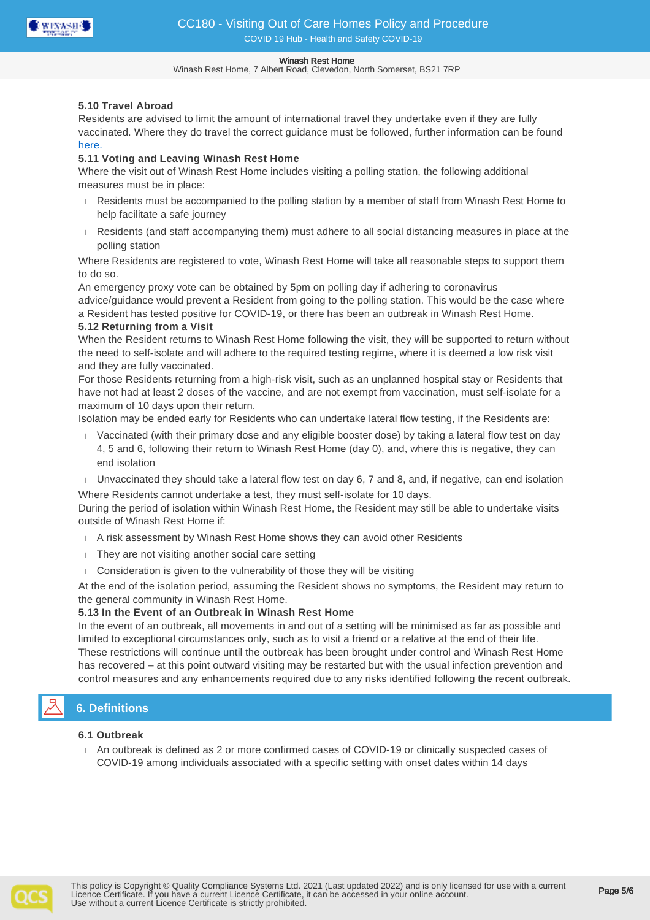### 5.10 Travel Abroad

Residents are advised to limit the amount of international travel they undertake even if they are fully vaccinated. Where they do travel the correct guidance must be followed, further information can be found here.

### 5.11 Voting and Leaving Winash Rest Home

Where the visit out of Winash Rest Home includes visiting a polling station, the following additional measures must be in place:

- Residents must be accompanied to the polling station by a member of staff from Winash Rest Home to help facilitate a safe journey
- Residents (and staff accompanying them) must adhere to all social distancing measures in place at the polling station

Where Residents are registered to vote, Winash Rest Home will take all reasonable steps to support them to do so.

An emergency proxy vote can be obtained by 5pm on polling day if adhering to coronavirus advice/guidance would prevent a Resident from going to the polling station. This would be the case where a Resident has tested positive for COVID-19, or there has been an outbreak in Winash Rest Home.

### 5.12 Returning from a Visit

When the Resident returns to Winash Rest Home following the visit, they will be supported to return without the need to self-isolate and will adhere to the required testing regime, where it is deemed a low risk visit and they are fully vaccinated.

For those Residents returning from a high-risk visit, such as an unplanned hospital stay or Residents that have not had at least 2 doses of the vaccine, and are not exempt from vaccination, must self-isolate for a maximum of 10 days upon their return.

Isolation may be ended early for Residents who can undertake lateral flow testing, if the Residents are:

- Vaccinated (with their primary dose and any eligible booster dose) by taking a lateral flow test on day 4, 5 and 6, following their return to Winash Rest Home (day 0), and, where this is negative, they can end isolation
- Unvaccinated they should take a lateral flow test on day 6, 7 and 8, and, if negative, can end isolation

Where Residents cannot undertake a test, they must self-isolate for 10 days.

During the period of isolation within Winash Rest Home, the Resident may still be able to undertake visits outside of Winash Rest Home if:

- A risk assessment by Winash Rest Home shows they can avoid other Residents
- They are not visiting another social care setting
- Consideration is given to the vulnerability of those they will be visiting

At the end of the isolation period, assuming the Resident shows no symptoms, the Resident may return to the general community in Winash Rest Home.

### 5.13 In the Event of an Outbreak in Winash Rest Home

In the event of an outbreak, all movements in and out of a setting will be minimised as far as possible and limited to exceptional circumstances only, such as to visit a friend or a relative at the end of their life.

These restrictions will continue until the outbreak has been brought under control and Winash Rest Home has recovered – at this point outward visiting may be restarted but with the usual infection prevention and control measures and any enhancements required due to any risks identified following the recent outbreak.

## 6. Definitions

### 6.1 Outbreak

- An outbreak is defined as 2 or more confirmed cases of COVID-19 or clinically suspected cases of COVID-19 among individuals associated with a specific setting with onset dates within 14 days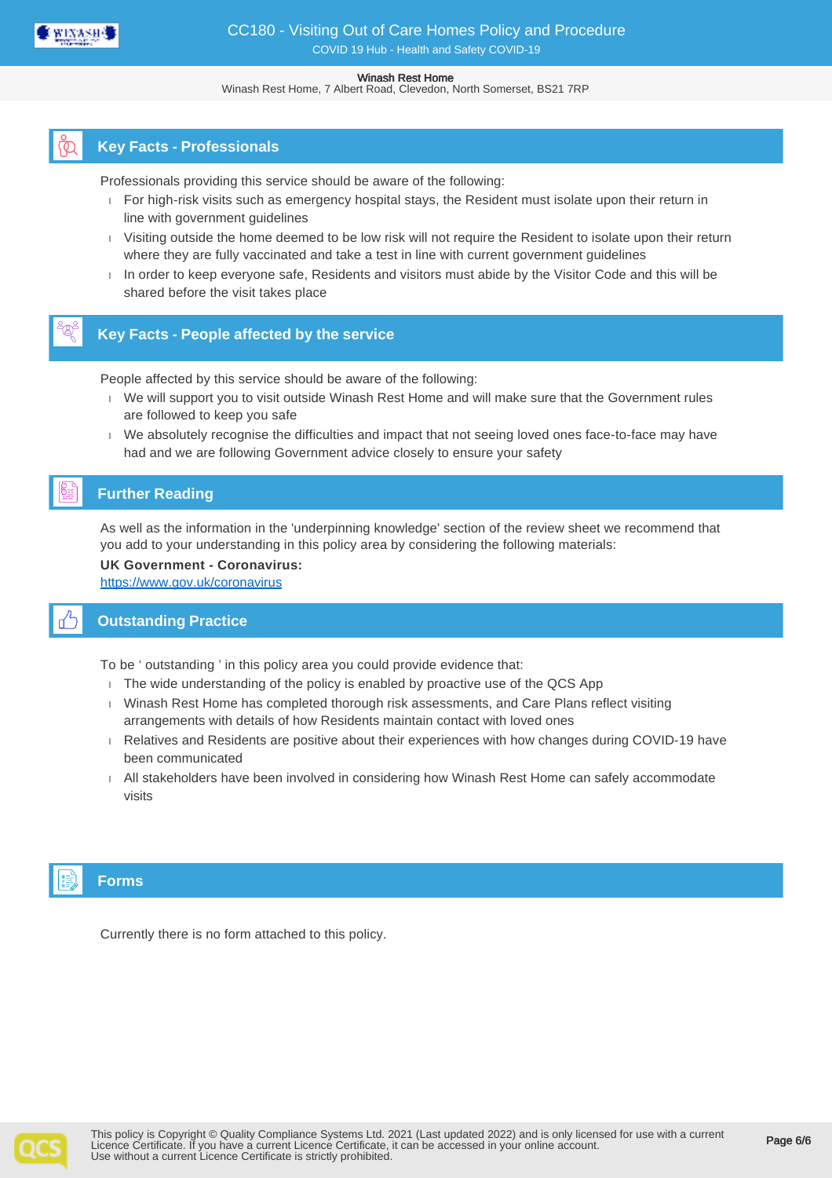## Key Facts - Professionals

Professionals providing this service should be aware of the following:

- For high-risk visits such as emergency hospital stays, the Resident must isolate upon their return in line with government guidelines
- Visiting outside the home deemed to be low risk will not require the Resident to isolate upon their return where they are fully vaccinated and take a test in line with current government guidelines
- In order to keep everyone safe, Residents and visitors must abide by the Visitor Code and this will be shared before the visit takes place

## Key Facts - People affected by the service

People affected by this service should be aware of the following:

- We will support you to visit outside Winash Rest Home and will make sure that the Government rules are followed to keep you safe
- We absolutely recognise the difficulties and impact that not seeing loved ones face-to-face may have had and we are following Government advice closely to ensure your safety

## Further Reading

As well as the information in the 'underpinning knowledge' section of the review sheet we recommend that you add to your understanding in this policy area by considering the following materials:

**UK Government - Coronavirus:**

https://www.gov.uk/coronavirus

## Outstanding Practice

To be ' outstanding ' in this policy area you could provide evidence that:

- The wide understanding of the policy is enabled by proactive use of the QCS App
- Winash Rest Home has completed thorough risk assessments, and Care Plans reflect visiting arrangements with details of how Residents maintain contact with loved ones
- Relatives and Residents are positive about their experiences with how changes during COVID-19 have been communicated
- All stakeholders have been involved in considering how Winash Rest Home can safely accommodate visits

## Forms

Currently there is no form attached to this policy.